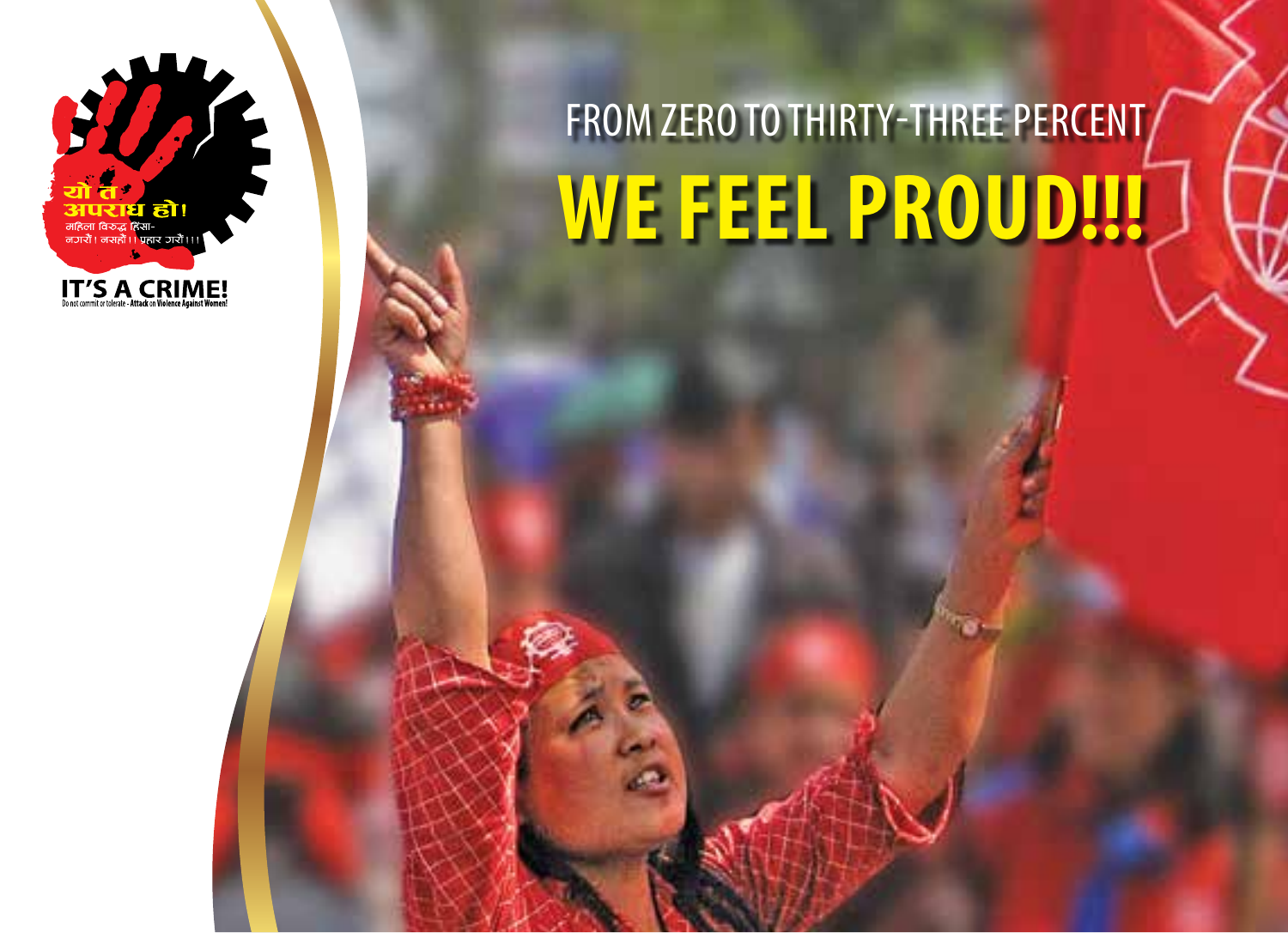यो त अपराध हो!

महिला विरुद्ध हिंसा- नगरौं ! नसहौं !! प्रहार गरौं !!!

**IT'S A CRIME!**

Do not commit or tolerate - **Attack** on **Violence Against Women!**

## FROM ZERO TO THIRTY-THREE PERCENT

# WE FEEL PROUD!!!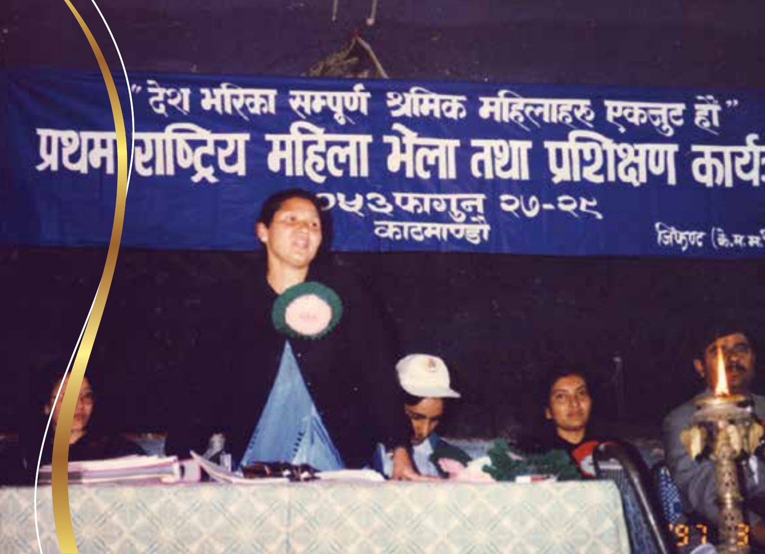"देश भरिका सम्पूर्ण श्रमिक महिलाहरु एकजुट हौं"

प्रथम राष्ट्रिय महिला भेला तथा प्रशिक्षण कार्य

०५३फागुन २७-२९

काठमाण्डौ

जिफण्ट (के.स.स.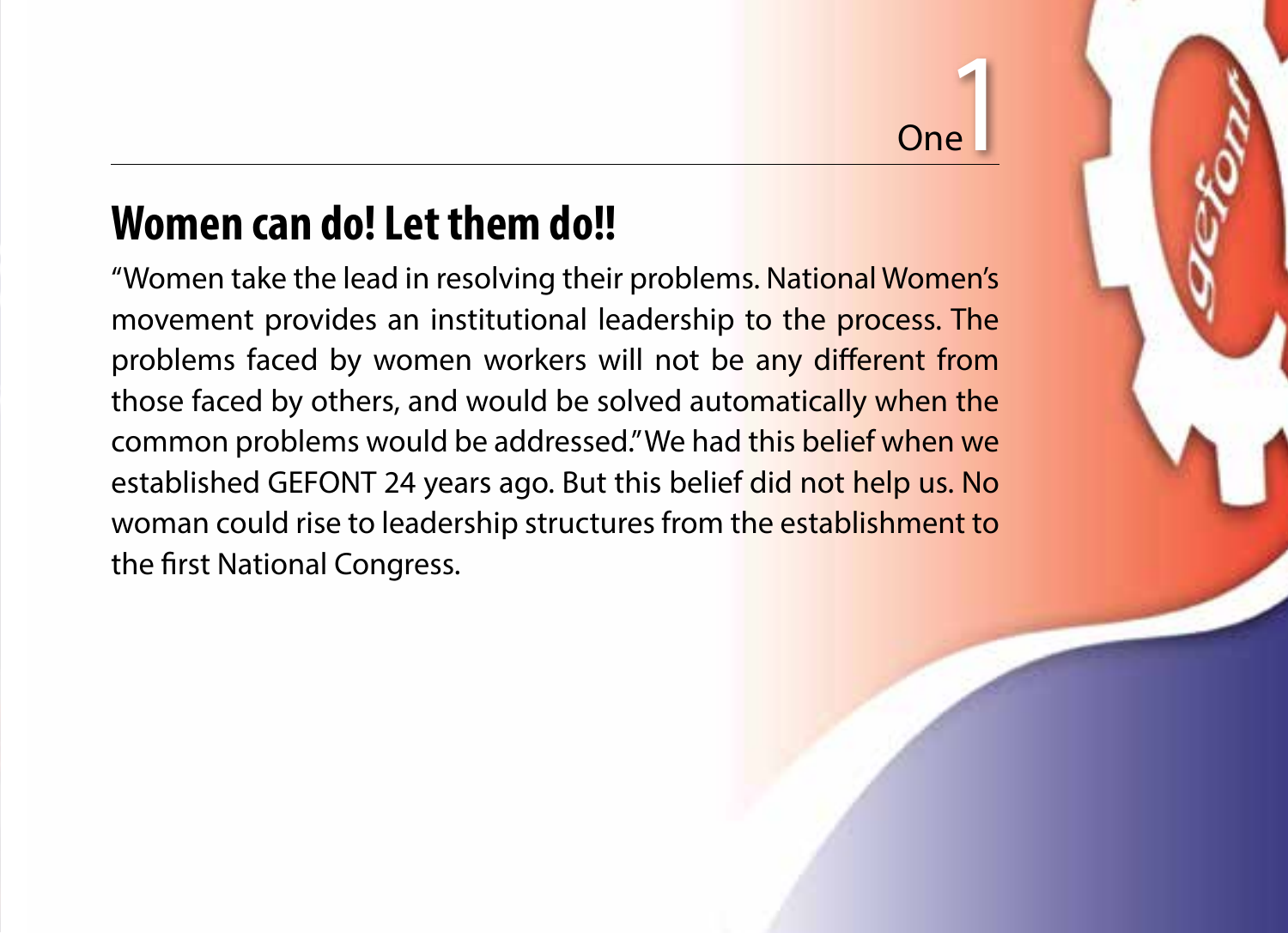One 1

## Women can do! Let them do!!

"Women take the lead in resolving their problems. National Women's movement provides an institutional leadership to the process. The problems faced by women workers will not be any different from those faced by others, and would be solved automatically when the common problems would be addressed." We had this belief when we established GEFONT 24 years ago. But this belief did not help us. No woman could rise to leadership structures from the establishment to the first National Congress.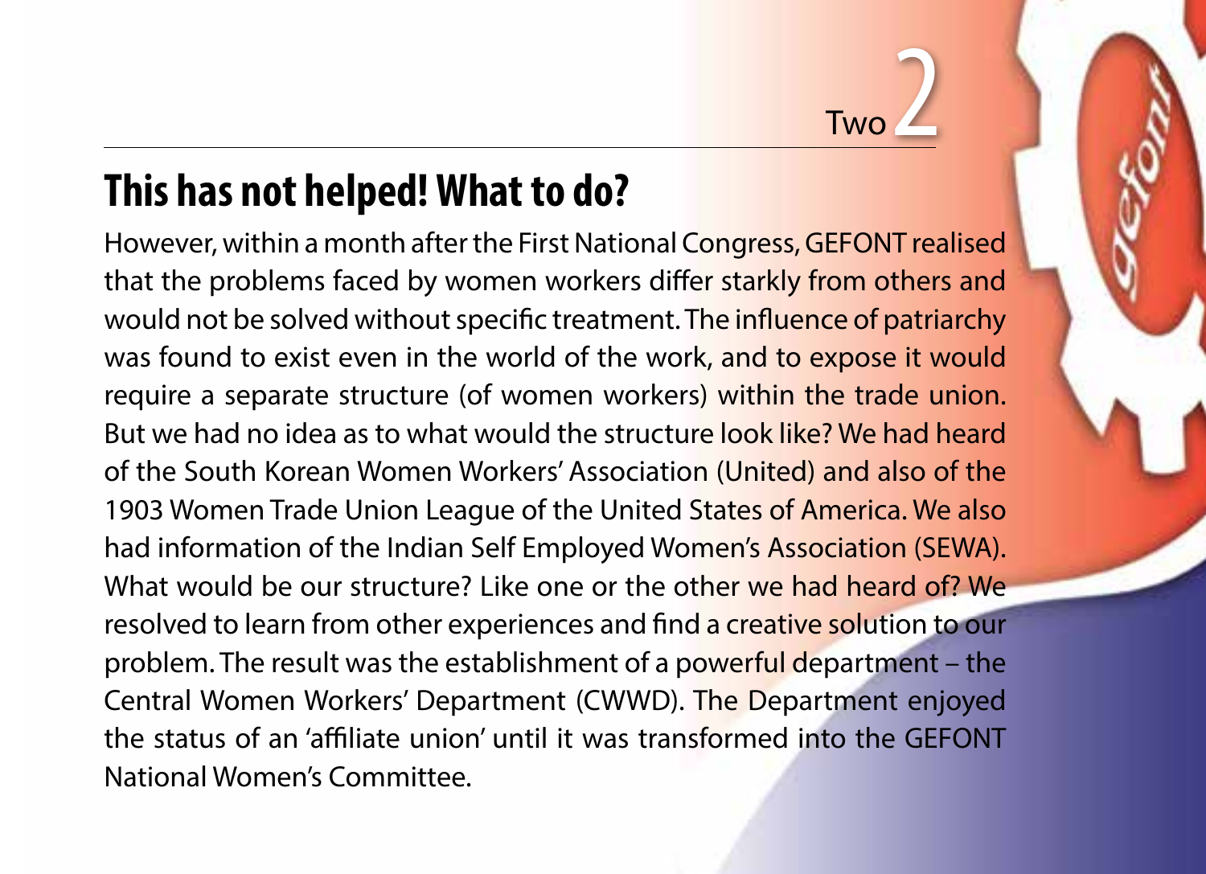Two 2

## This has not helped! What to do?

However, within a month after the First National Congress, GEFONT realised that the problems faced by women workers differ starkly from others and would not be solved without specific treatment. The influence of patriarchy was found to exist even in the world of the work, and to expose it would require a separate structure (of women workers) within the trade union. But we had no idea as to what would the structure look like? We had heard of the South Korean Women Workers' Association (United) and also of the 1903 Women Trade Union League of the United States of America. We also had information of the Indian Self Employed Women's Association (SEWA). What would be our structure? Like one or the other we had heard of? We resolved to learn from other experiences and find a creative solution to our problem. The result was the establishment of a powerful department – the Central Women Workers' Department (CWWD). The Department enjoyed the status of an 'affiliate union' until it was transformed into the GEFONT National Women's Committee.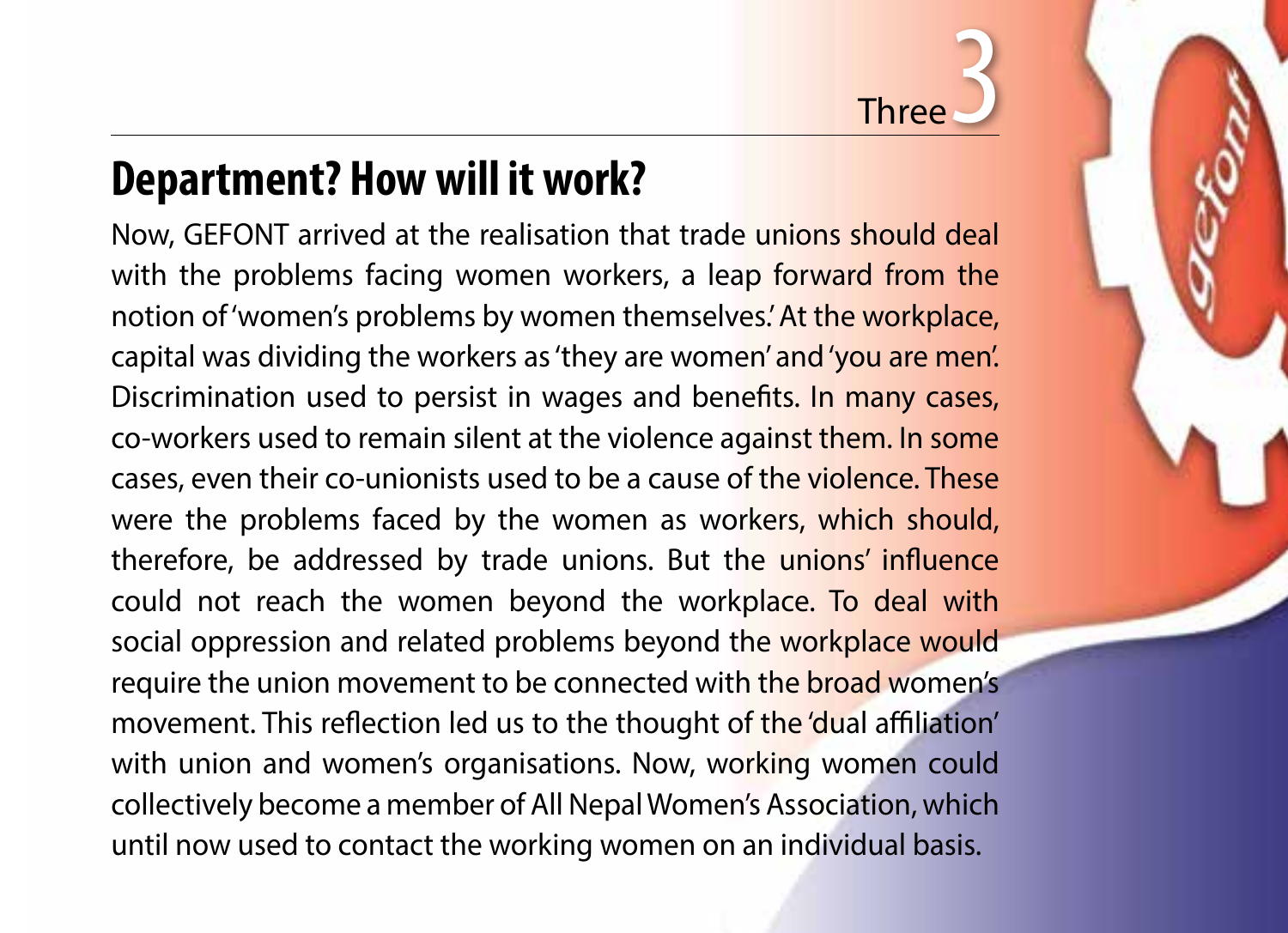Three 3

## Department? How will it work?

Now, GEFONT arrived at the realisation that trade unions should deal with the problems facing women workers, a leap forward from the notion of 'women's problems by women themselves.' At the workplace, capital was dividing the workers as 'they are women' and 'you are men'. Discrimination used to persist in wages and benefits. In many cases, co-workers used to remain silent at the violence against them. In some cases, even their co-unionists used to be a cause of the violence. These were the problems faced by the women as workers, which should, therefore, be addressed by trade unions. But the unions' influence could not reach the women beyond the workplace. To deal with social oppression and related problems beyond the workplace would require the union movement to be connected with the broad women's movement. This reflection led us to the thought of the 'dual affiliation' with union and women's organisations. Now, working women could collectively become a member of All Nepal Women's Association, which until now used to contact the working women on an individual basis.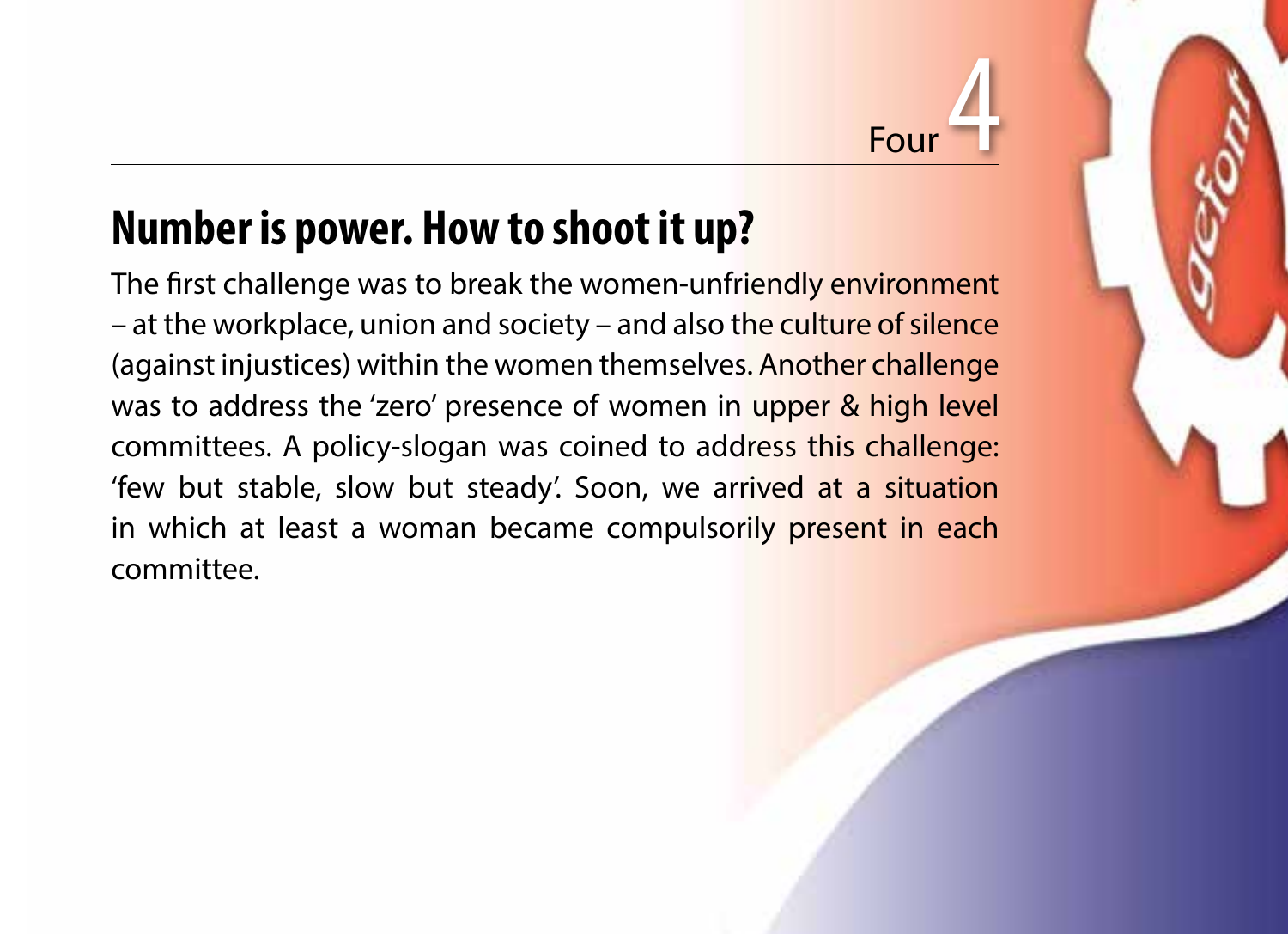Four 4

## Number is power. How to shoot it up?

The first challenge was to break the women-unfriendly environment – at the workplace, union and society – and also the culture of silence (against injustices) within the women themselves. Another challenge was to address the 'zero' presence of women in upper & high level committees. A policy-slogan was coined to address this challenge: 'few but stable, slow but steady'. Soon, we arrived at a situation in which at least a woman became compulsorily present in each committee.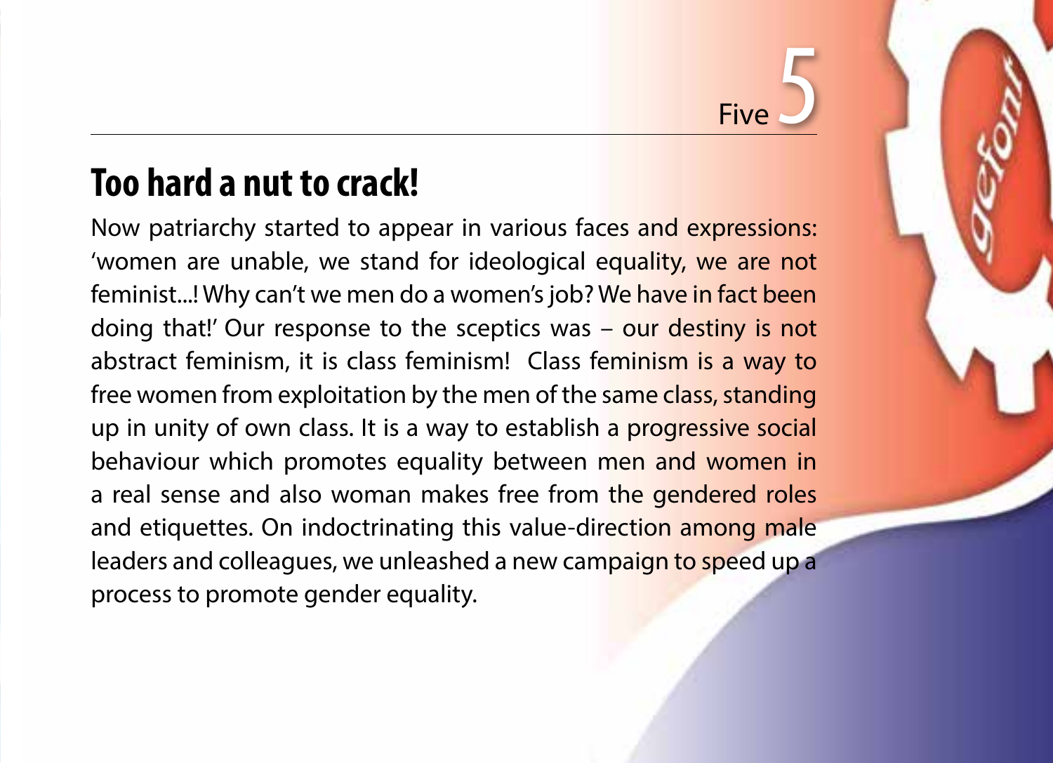Five 5

## Too hard a nut to crack!

Now patriarchy started to appear in various faces and expressions: 'women are unable, we stand for ideological equality, we are not feminist...! Why can't we men do a women's job? We have in fact been doing that!' Our response to the sceptics was – our destiny is not abstract feminism, it is class feminism! Class feminism is a way to free women from exploitation by the men of the same class, standing up in unity of own class. It is a way to establish a progressive social behaviour which promotes equality between men and women in a real sense and also woman makes free from the gendered roles and etiquettes. On indoctrinating this value-direction among male leaders and colleagues, we unleashed a new campaign to speed up a process to promote gender equality.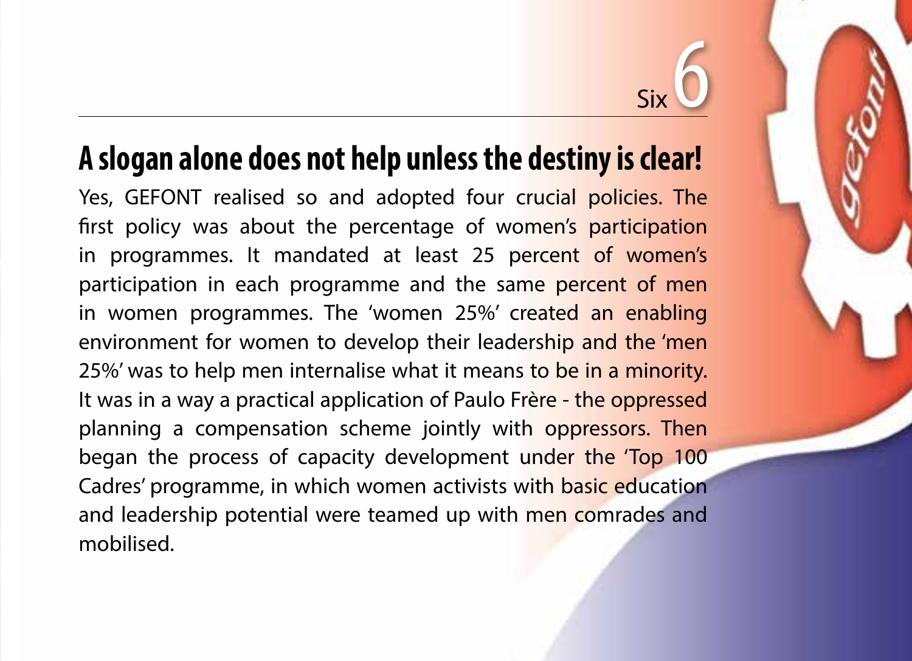Six 6

## A slogan alone does not help unless the destiny is clear!

Yes, GEFONT realised so and adopted four crucial policies. The first policy was about the percentage of women's participation in programmes. It mandated at least 25 percent of women's participation in each programme and the same percent of men in women programmes. The 'women 25%' created an enabling environment for women to develop their leadership and the 'men 25%' was to help men internalise what it means to be in a minority. It was in a way a practical application of Paulo Frère - the oppressed planning a compensation scheme jointly with oppressors. Then began the process of capacity development under the 'Top 100 Cadres' programme, in which women activists with basic education and leadership potential were teamed up with men comrades and mobilised.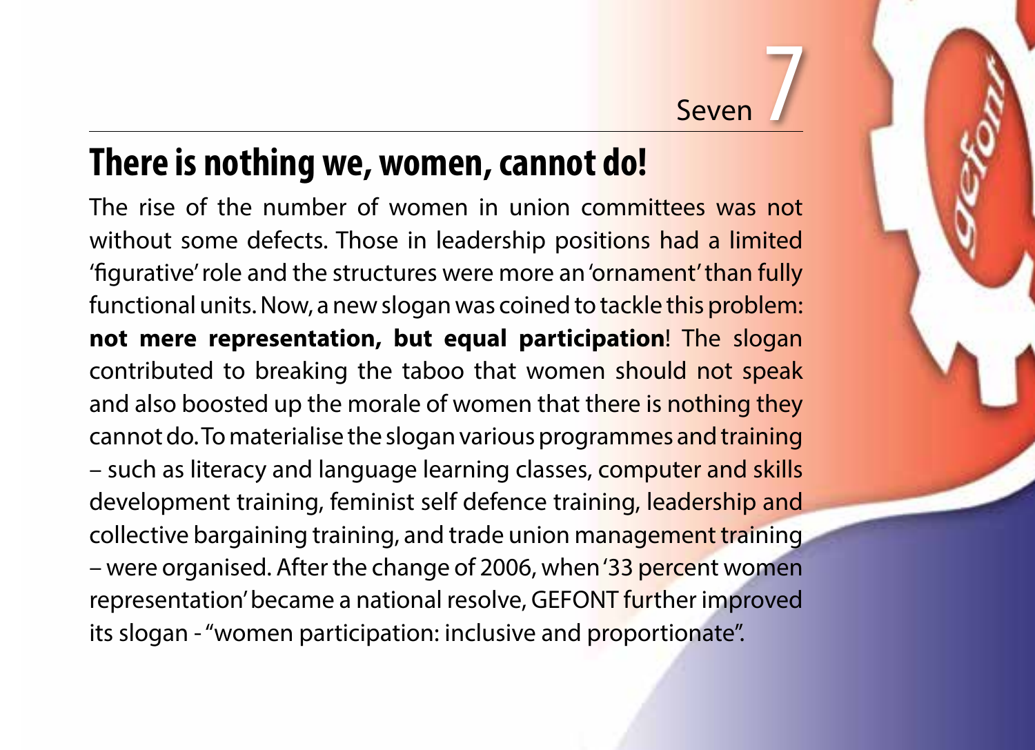Seven 7

## There is nothing we, women, cannot do!

The rise of the number of women in union committees was not without some defects. Those in leadership positions had a limited 'figurative' role and the structures were more an 'ornament' than fully functional units. Now, a new slogan was coined to tackle this problem: **not mere representation, but equal participation**! The slogan contributed to breaking the taboo that women should not speak and also boosted up the morale of women that there is nothing they cannot do. To materialise the slogan various programmes and training – such as literacy and language learning classes, computer and skills development training, feminist self defence training, leadership and collective bargaining training, and trade union management training – were organised. After the change of 2006, when '33 percent women representation' became a national resolve, GEFONT further improved its slogan - "women participation: inclusive and proportionate".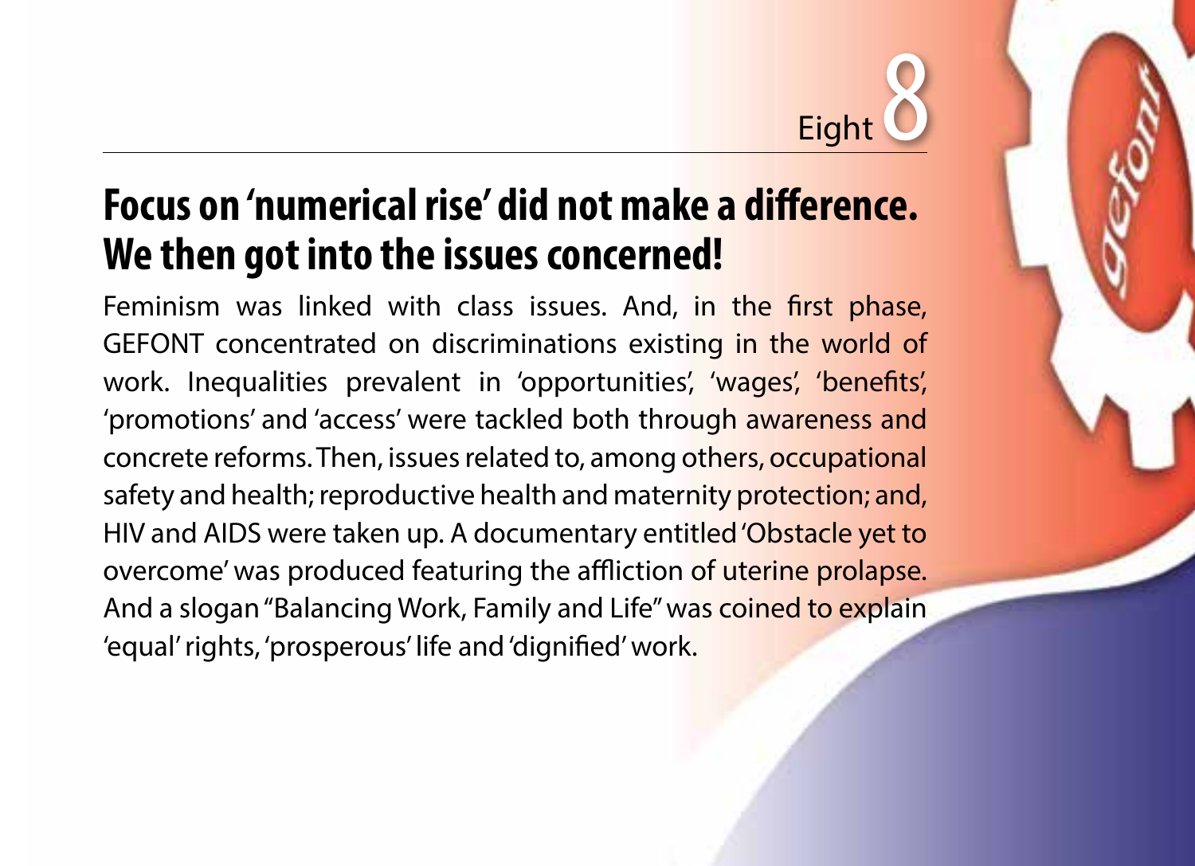Eight 8

## Focus on 'numerical rise' did not make a difference. We then got into the issues concerned!

Feminism was linked with class issues. And, in the first phase, GEFONT concentrated on discriminations existing in the world of work. Inequalities prevalent in 'opportunities', 'wages', 'benefits', 'promotions' and 'access' were tackled both through awareness and concrete reforms. Then, issues related to, among others, occupational safety and health; reproductive health and maternity protection; and, HIV and AIDS were taken up. A documentary entitled 'Obstacle yet to overcome' was produced featuring the affliction of uterine prolapse. And a slogan "Balancing Work, Family and Life" was coined to explain 'equal' rights, 'prosperous' life and 'dignified' work.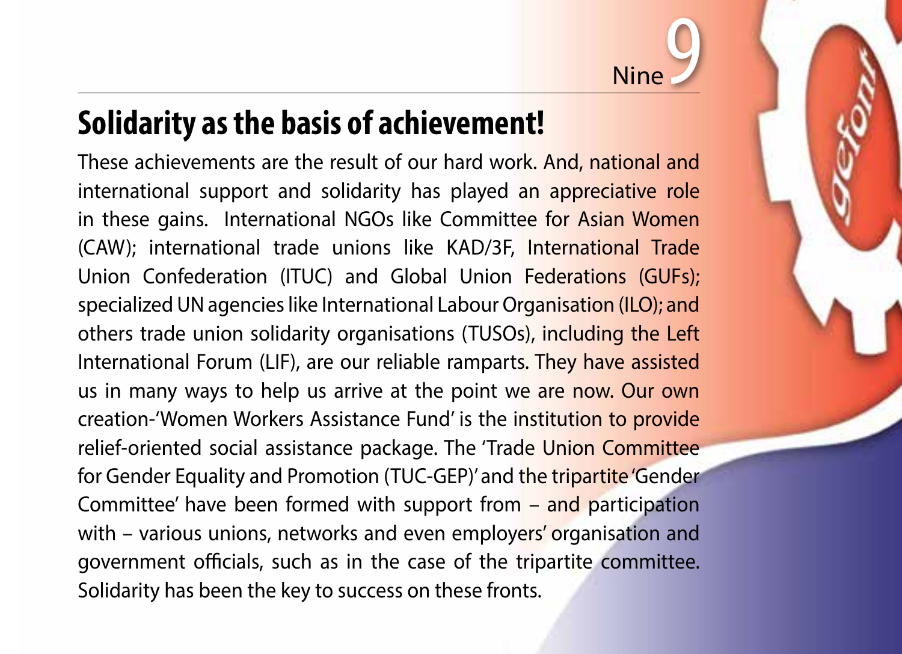Nine 9

## Solidarity as the basis of achievement!

These achievements are the result of our hard work. And, national and international support and solidarity has played an appreciative role in these gains. International NGOs like Committee for Asian Women (CAW); international trade unions like KAD/3F, International Trade Union Confederation (ITUC) and Global Union Federations (GUFs); specialized UN agencies like International Labour Organisation (ILO); and others trade union solidarity organisations (TUSOs), including the Left International Forum (LIF), are our reliable ramparts. They have assisted us in many ways to help us arrive at the point we are now. Our own creation-'Women Workers Assistance Fund' is the institution to provide relief-oriented social assistance package. The 'Trade Union Committee for Gender Equality and Promotion (TUC-GEP)' and the tripartite 'Gender Committee' have been formed with support from – and participation with – various unions, networks and even employers' organisation and government officials, such as in the case of the tripartite committee. Solidarity has been the key to success on these fronts.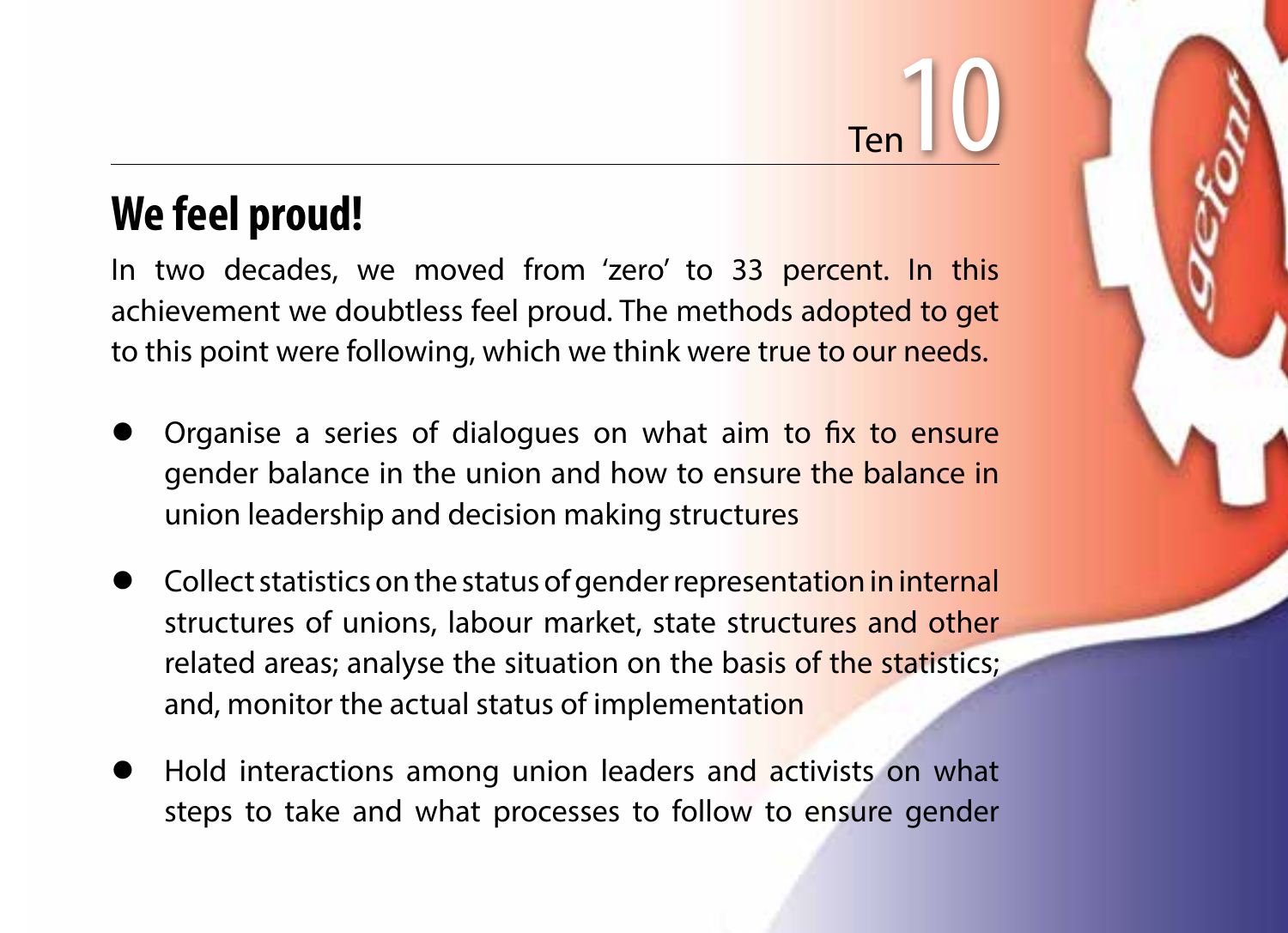Ten 10

## We feel proud!

In two decades, we moved from 'zero' to 33 percent. In this achievement we doubtless feel proud. The methods adopted to get to this point were following, which we think were true to our needs.

- Organise a series of dialogues on what aim to fix to ensure gender balance in the union and how to ensure the balance in union leadership and decision making structures
- Collect statistics on the status of gender representation in internal structures of unions, labour market, state structures and other related areas; analyse the situation on the basis of the statistics; and, monitor the actual status of implementation
- Hold interactions among union leaders and activists on what steps to take and what processes to follow to ensure gender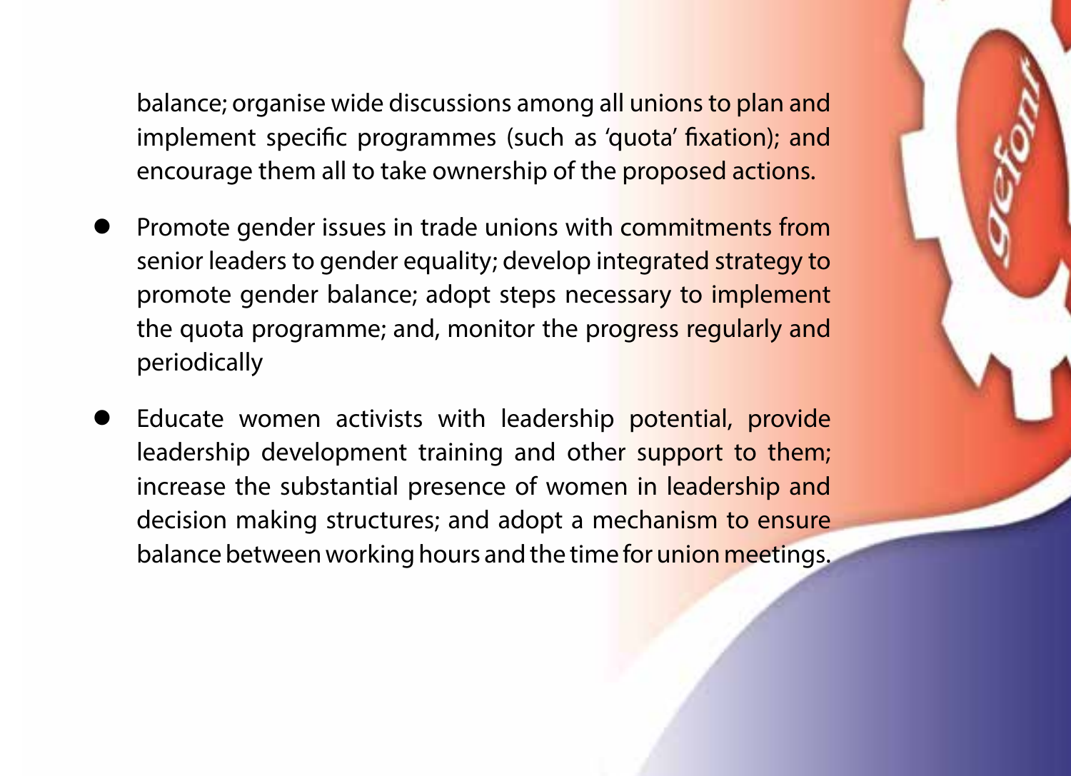balance; organise wide discussions among all unions to plan and implement specific programmes (such as 'quota' fixation); and encourage them all to take ownership of the proposed actions.

- Promote gender issues in trade unions with commitments from senior leaders to gender equality; develop integrated strategy to promote gender balance; adopt steps necessary to implement the quota programme; and, monitor the progress regularly and periodically
- Educate women activists with leadership potential, provide leadership development training and other support to them; increase the substantial presence of women in leadership and decision making structures; and adopt a mechanism to ensure balance between working hours and the time for union meetings.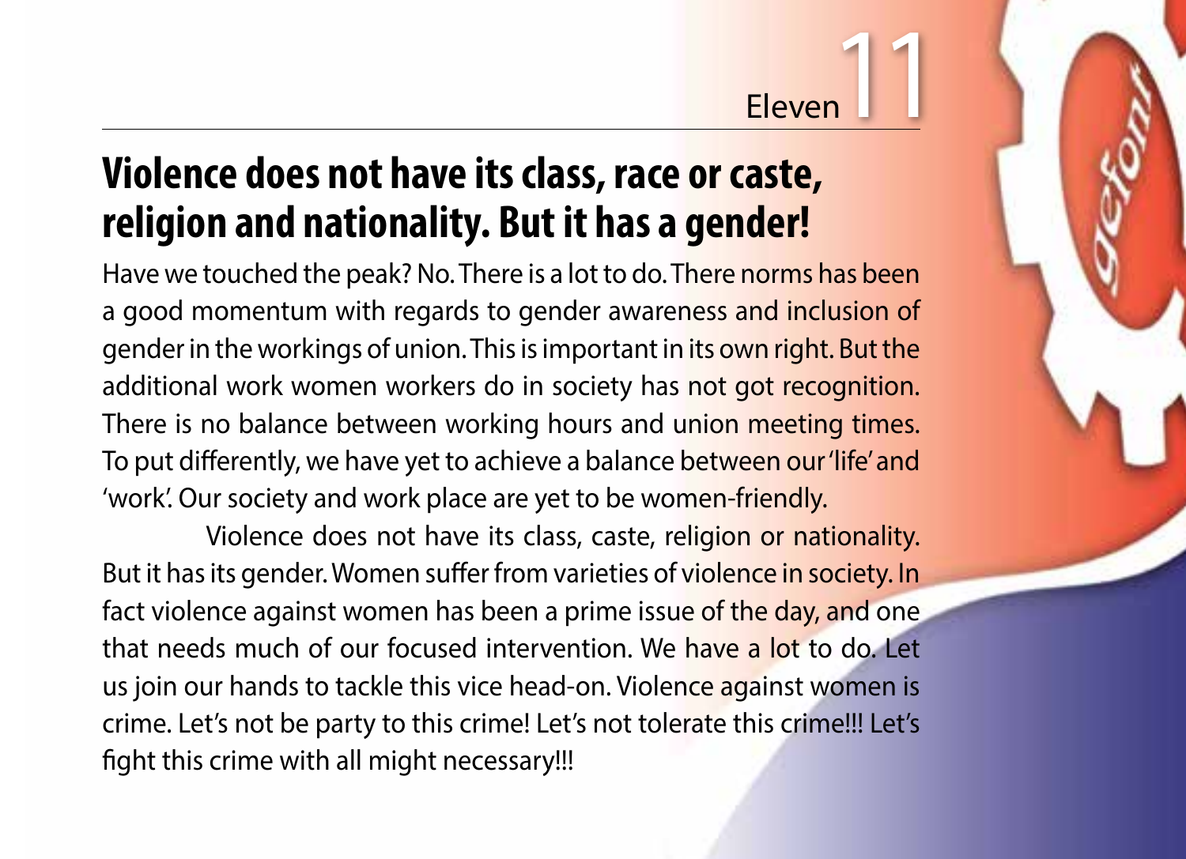Eleven 11

# Violence does not have its class, race or caste, religion and nationality. But it has a gender!

Have we touched the peak? No. There is a lot to do. There norms has been a good momentum with regards to gender awareness and inclusion of gender in the workings of union. This is important in its own right. But the additional work women workers do in society has not got recognition. There is no balance between working hours and union meeting times. To put differently, we have yet to achieve a balance between our 'life' and 'work'. Our society and work place are yet to be women-friendly.

Violence does not have its class, caste, religion or nationality. But it has its gender. Women suffer from varieties of violence in society. In fact violence against women has been a prime issue of the day, and one that needs much of our focused intervention. We have a lot to do. Let us join our hands to tackle this vice head-on. Violence against women is crime. Let's not be party to this crime! Let's not tolerate this crime!!! Let's fight this crime with all might necessary!!!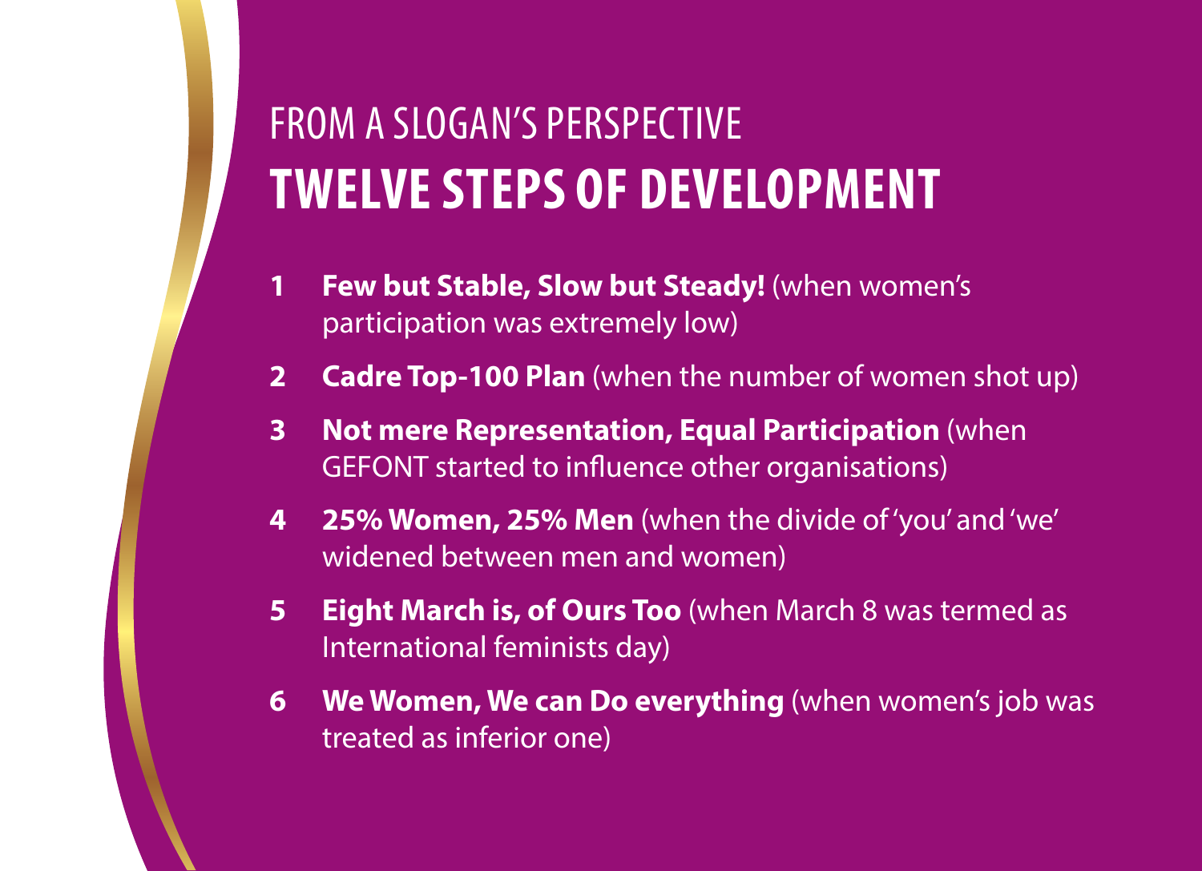## FROM A SLOGAN'S PERSPECTIVE
# TWELVE STEPS OF DEVELOPMENT

1. **Few but Stable, Slow but Steady!** (when women's participation was extremely low)
2. **Cadre Top-100 Plan** (when the number of women shot up)
3. **Not mere Representation, Equal Participation** (when GEFONT started to influence other organisations)
4. **25% Women, 25% Men** (when the divide of 'you' and 'we' widened between men and women)
5. **Eight March is, of Ours Too** (when March 8 was termed as International feminists day)
6. **We Women, We can Do everything** (when women's job was treated as inferior one)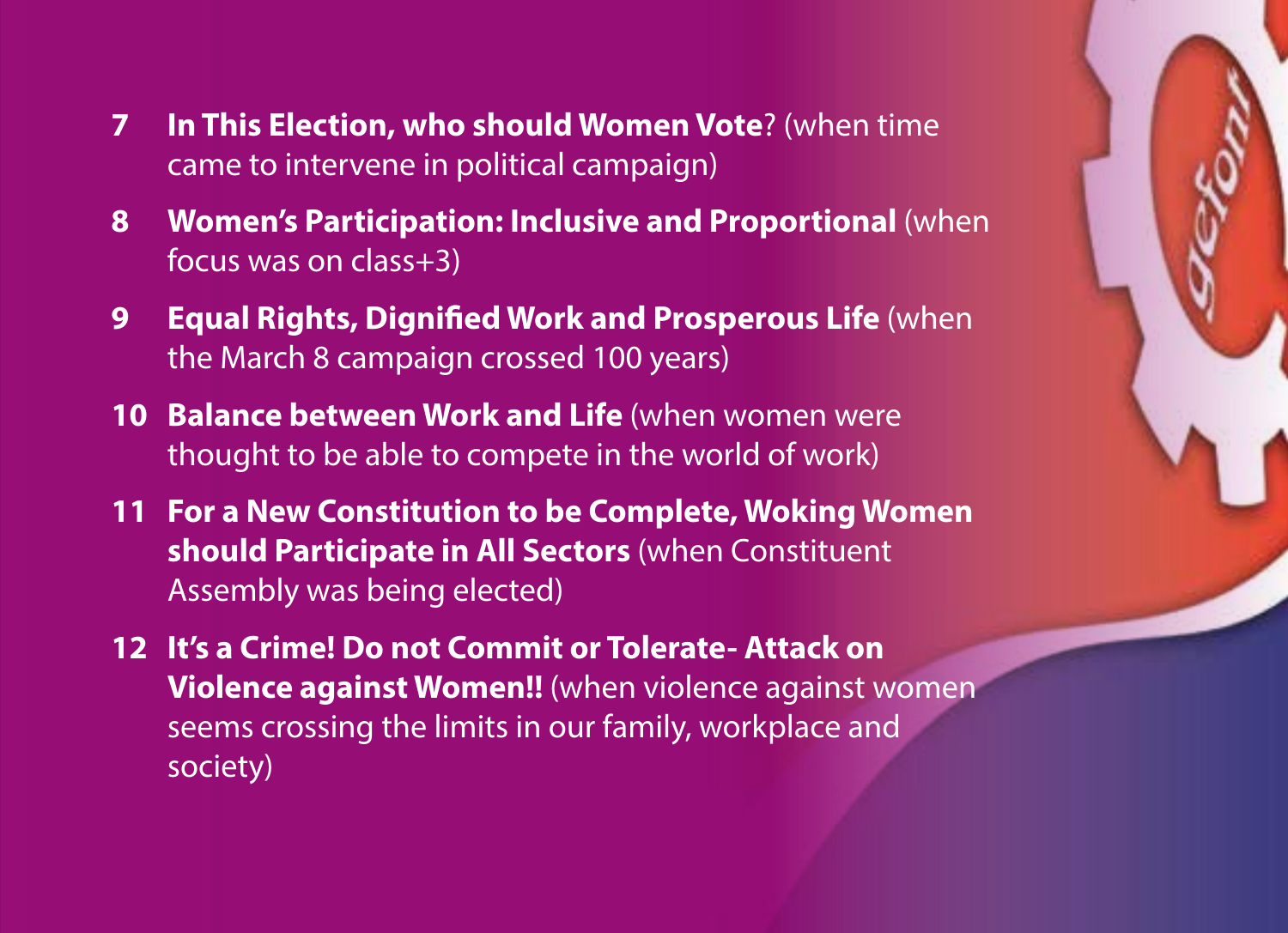7. **In This Election, who should Women Vote**? (when time came to intervene in political campaign)
8. **Women's Participation: Inclusive and Proportional** (when focus was on class+3)
9. **Equal Rights, Dignified Work and Prosperous Life** (when the March 8 campaign crossed 100 years)
10. **Balance between Work and Life** (when women were thought to be able to compete in the world of work)
11. **For a New Constitution to be Complete, Woking Women should Participate in All Sectors** (when Constituent Assembly was being elected)
12. **It's a Crime! Do not Commit or Tolerate- Attack on Violence against Women!!** (when violence against women seems crossing the limits in our family, workplace and society)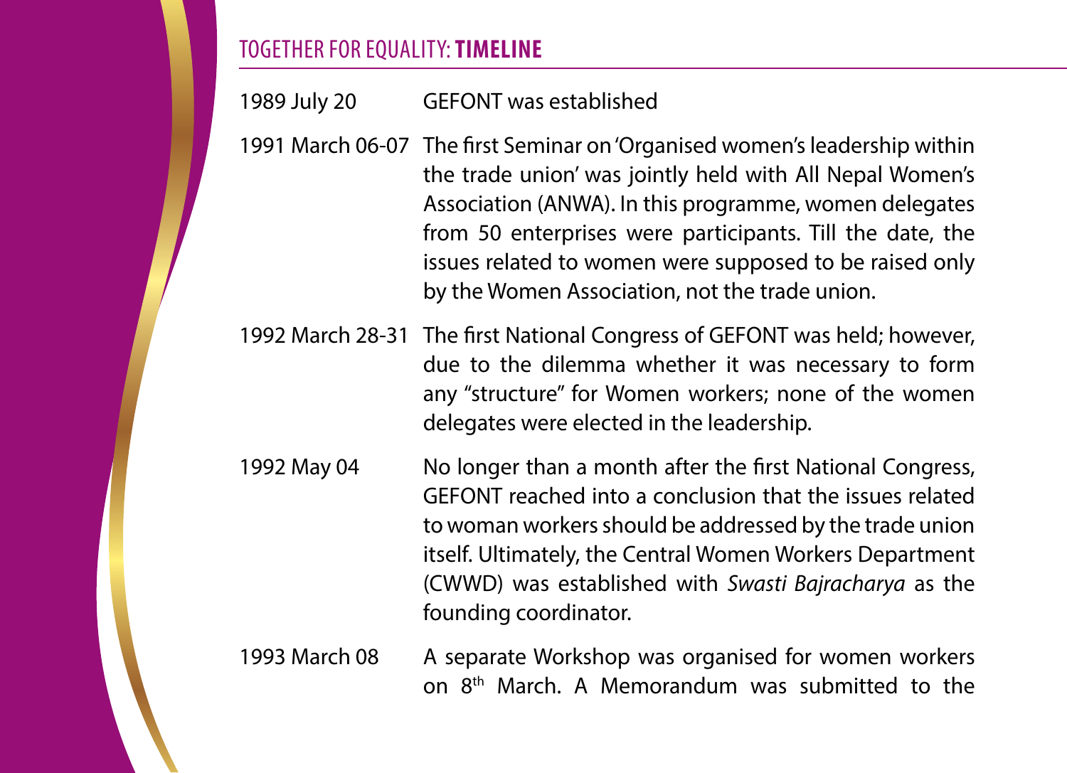## TOGETHER FOR EQUALITY: **TIMELINE**

| | |
|---|---|
| 1989 July 20 | GEFONT was established |
| 1991 March 06-07 | The first Seminar on 'Organised women's leadership within the trade union' was jointly held with All Nepal Women's Association (ANWA). In this programme, women delegates from 50 enterprises were participants. Till the date, the issues related to women were supposed to be raised only by the Women Association, not the trade union. |
| 1992 March 28-31 | The first National Congress of GEFONT was held; however, due to the dilemma whether it was necessary to form any "structure" for Women workers; none of the women delegates were elected in the leadership. |
| 1992 May 04 | No longer than a month after the first National Congress, GEFONT reached into a conclusion that the issues related to woman workers should be addressed by the trade union itself. Ultimately, the Central Women Workers Department (CWWD) was established with *Swasti Bajracharya* as the founding coordinator. |
| 1993 March 08 | A separate Workshop was organised for women workers on 8th March. A Memorandum was submitted to the |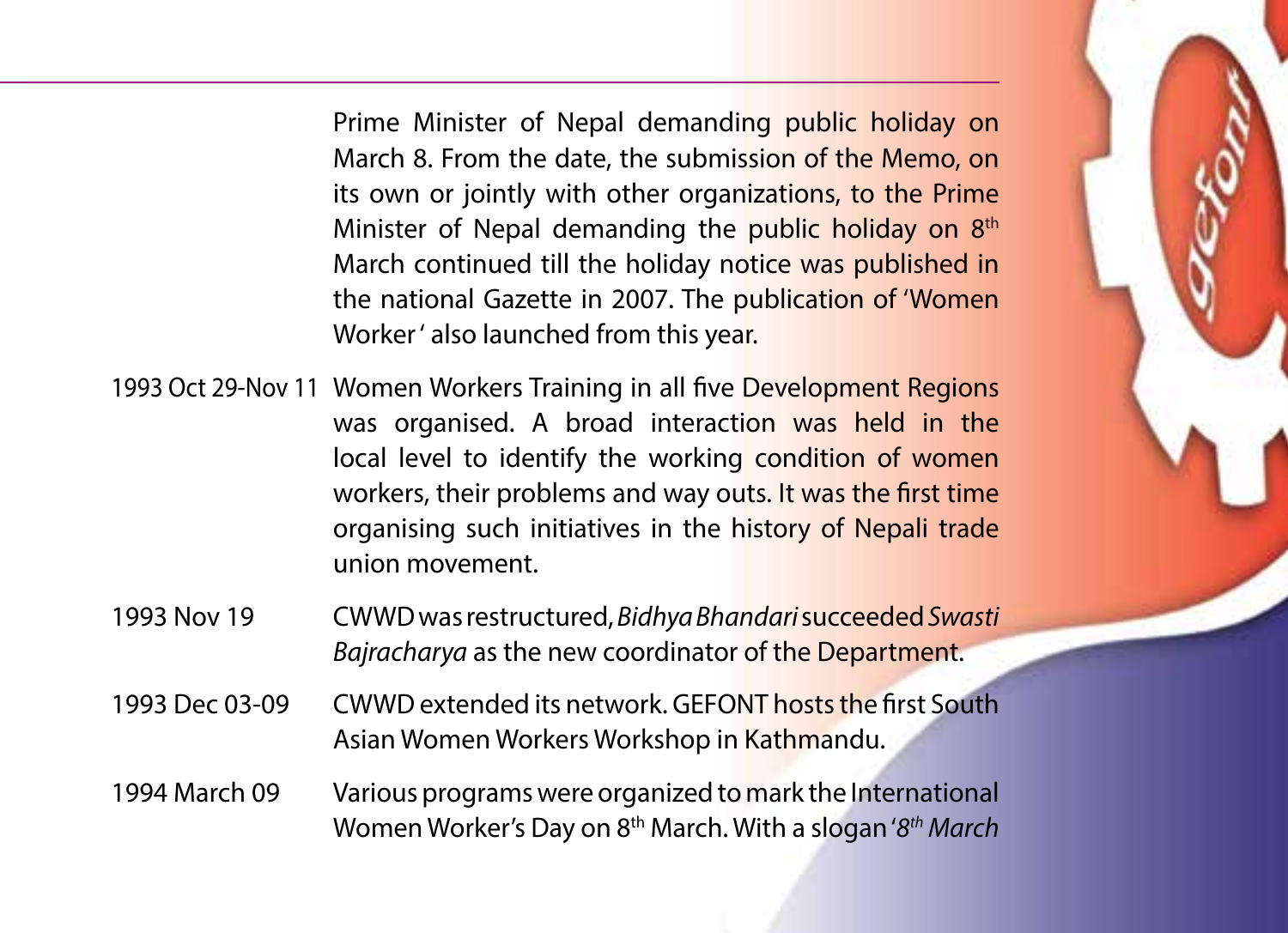Prime Minister of Nepal demanding public holiday on March 8. From the date, the submission of the Memo, on its own or jointly with other organizations, to the Prime Minister of Nepal demanding the public holiday on 8th March continued till the holiday notice was published in the national Gazette in 2007. The publication of 'Women Worker' also launched from this year.

| | |
|---|---|
| 1993 Oct 29-Nov 11 | Women Workers Training in all five Development Regions was organised. A broad interaction was held in the local level to identify the working condition of women workers, their problems and way outs. It was the first time organising such initiatives in the history of Nepali trade union movement. |
| 1993 Nov 19 | CWWD was restructured, *Bidhya Bhandari* succeeded *Swasti Bajracharya* as the new coordinator of the Department. |
| 1993 Dec 03-09 | CWWD extended its network. GEFONT hosts the first South Asian Women Workers Workshop in Kathmandu. |
| 1994 March 09 | Various programs were organized to mark the International Women Worker's Day on 8th March. With a slogan '*8th March* |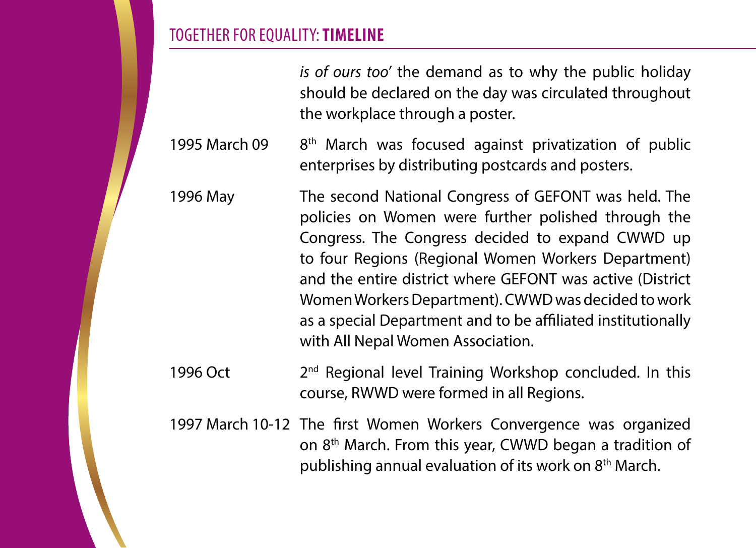*is of ours too'* the demand as to why the public holiday should be declared on the day was circulated throughout the workplace through a poster.

| | |
|---|---|
| 1995 March 09 | 8th March was focused against privatization of public enterprises by distributing postcards and posters. |
| 1996 May | The second National Congress of GEFONT was held. The policies on Women were further polished through the Congress. The Congress decided to expand CWWD up to four Regions (Regional Women Workers Department) and the entire district where GEFONT was active (District Women Workers Department). CWWD was decided to work as a special Department and to be affiliated institutionally with All Nepal Women Association. |
| 1996 Oct | 2nd Regional level Training Workshop concluded. In this course, RWWD were formed in all Regions. |
| 1997 March 10-12 | The first Women Workers Convergence was organized on 8th March. From this year, CWWD began a tradition of publishing annual evaluation of its work on 8th March. |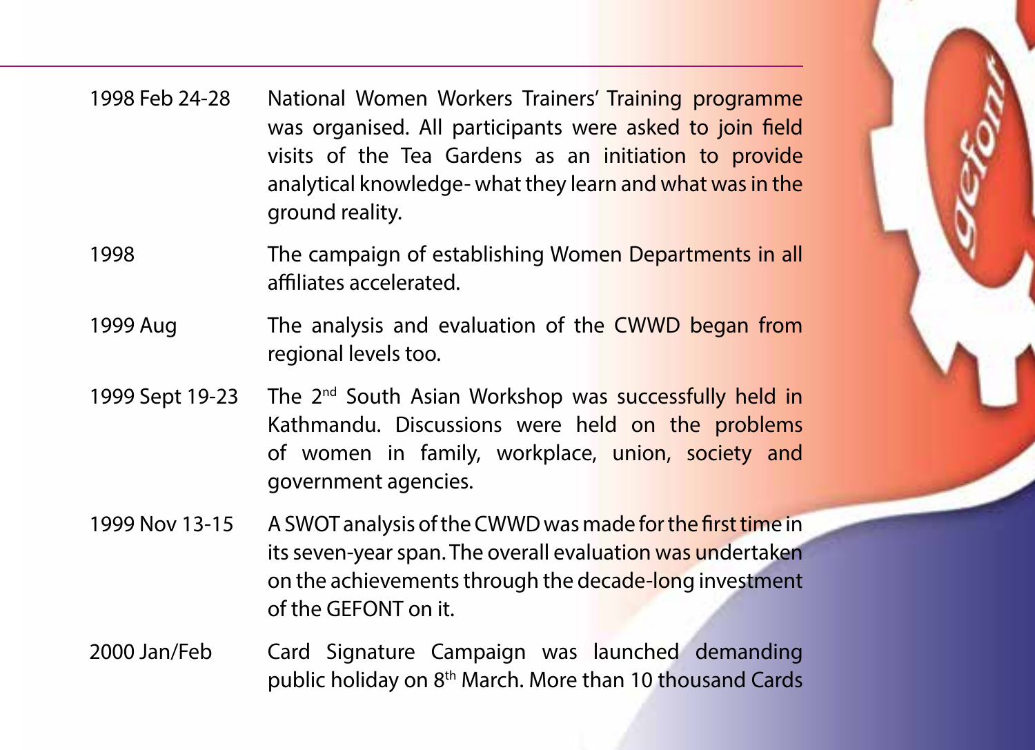| | |
|---|---|
| 1998 Feb 24-28 | National Women Workers Trainers' Training programme was organised. All participants were asked to join field visits of the Tea Gardens as an initiation to provide analytical knowledge- what they learn and what was in the ground reality. |
| 1998 | The campaign of establishing Women Departments in all affiliates accelerated. |
| 1999 Aug | The analysis and evaluation of the CWWD began from regional levels too. |
| 1999 Sept 19-23 | The 2nd South Asian Workshop was successfully held in Kathmandu. Discussions were held on the problems of women in family, workplace, union, society and government agencies. |
| 1999 Nov 13-15 | A SWOT analysis of the CWWD was made for the first time in its seven-year span. The overall evaluation was undertaken on the achievements through the decade-long investment of the GEFONT on it. |
| 2000 Jan/Feb | Card Signature Campaign was launched demanding public holiday on 8th March. More than 10 thousand Cards |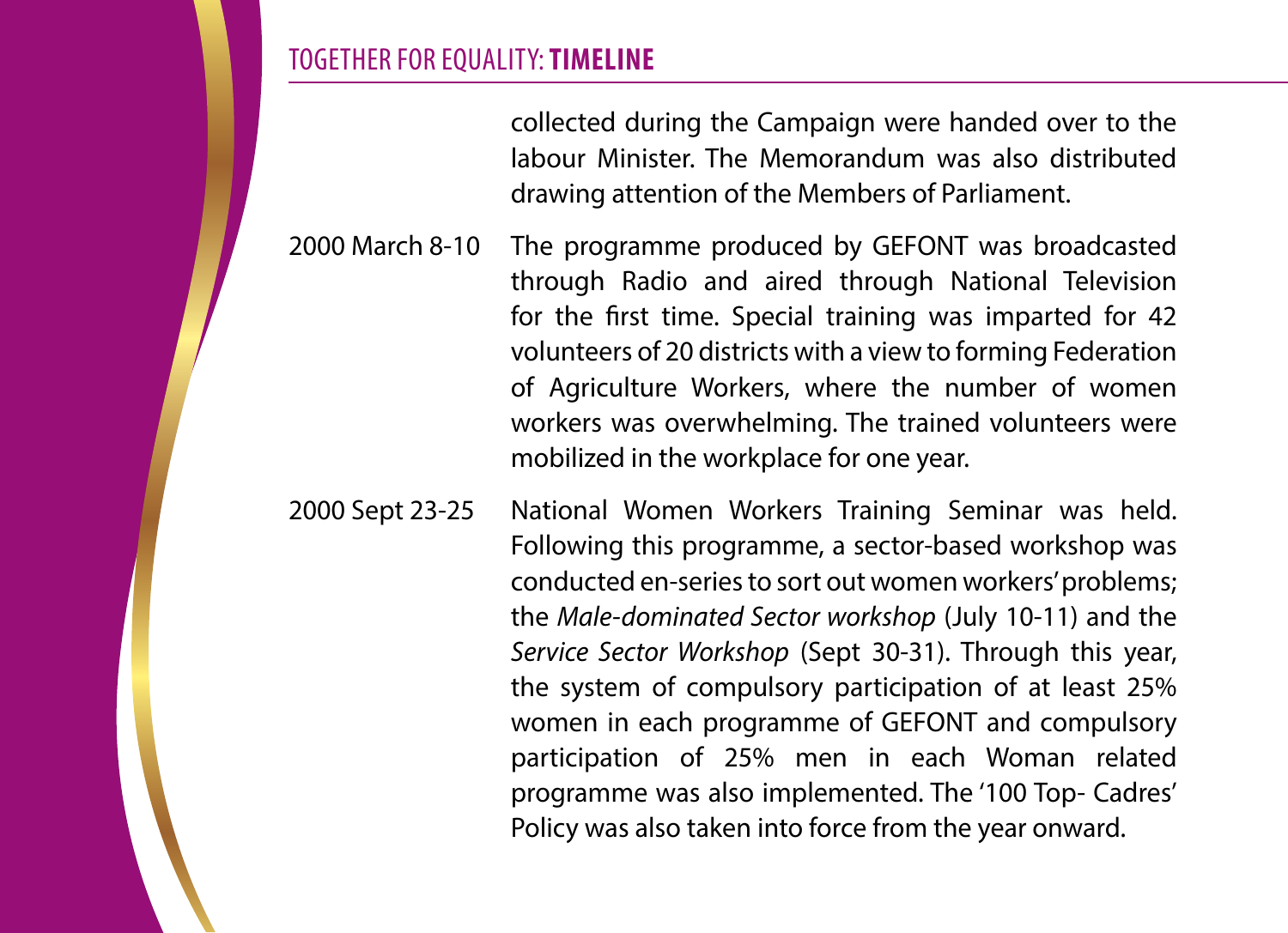collected during the Campaign were handed over to the labour Minister. The Memorandum was also distributed drawing attention of the Members of Parliament.

| | |
|---|---|
| 2000 March 8-10 | The programme produced by GEFONT was broadcasted through Radio and aired through National Television for the first time. Special training was imparted for 42 volunteers of 20 districts with a view to forming Federation of Agriculture Workers, where the number of women workers was overwhelming. The trained volunteers were mobilized in the workplace for one year. |
| 2000 Sept 23-25 | National Women Workers Training Seminar was held. Following this programme, a sector-based workshop was conducted en-series to sort out women workers' problems; the *Male-dominated Sector workshop* (July 10-11) and the *Service Sector Workshop* (Sept 30-31). Through this year, the system of compulsory participation of at least 25% women in each programme of GEFONT and compulsory participation of 25% men in each Woman related programme was also implemented. The '100 Top- Cadres' Policy was also taken into force from the year onward. |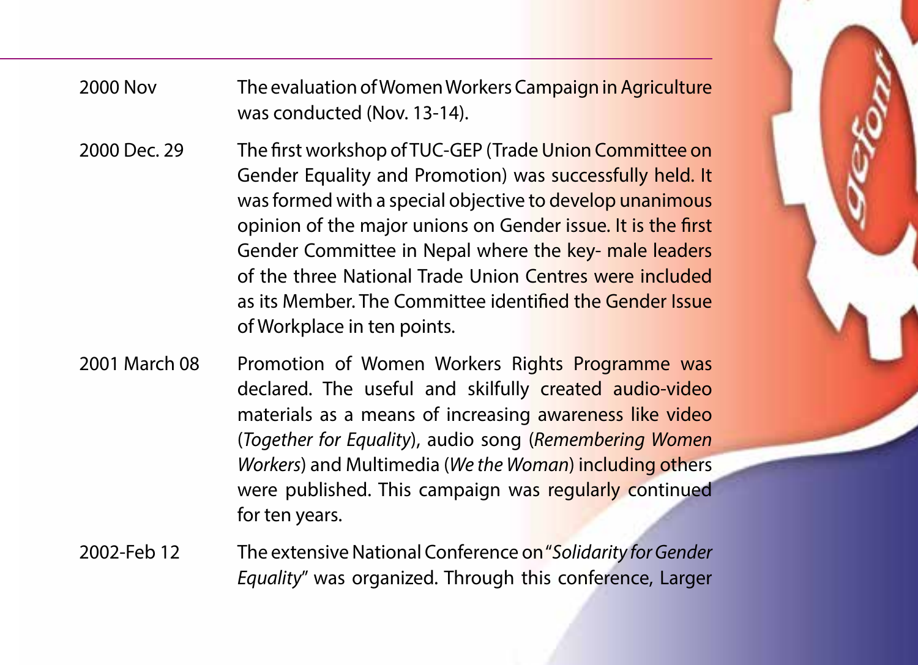| | |
|---|---|
| 2000 Nov | The evaluation of Women Workers Campaign in Agriculture was conducted (Nov. 13-14). |
| 2000 Dec. 29 | The first workshop of TUC-GEP (Trade Union Committee on Gender Equality and Promotion) was successfully held. It was formed with a special objective to develop unanimous opinion of the major unions on Gender issue. It is the first Gender Committee in Nepal where the key- male leaders of the three National Trade Union Centres were included as its Member. The Committee identified the Gender Issue of Workplace in ten points. |
| 2001 March 08 | Promotion of Women Workers Rights Programme was declared. The useful and skilfully created audio-video materials as a means of increasing awareness like video (*Together for Equality*), audio song (*Remembering Women Workers*) and Multimedia (*We the Woman*) including others were published. This campaign was regularly continued for ten years. |
| 2002-Feb 12 | The extensive National Conference on "*Solidarity for Gender Equality*" was organized. Through this conference, Larger |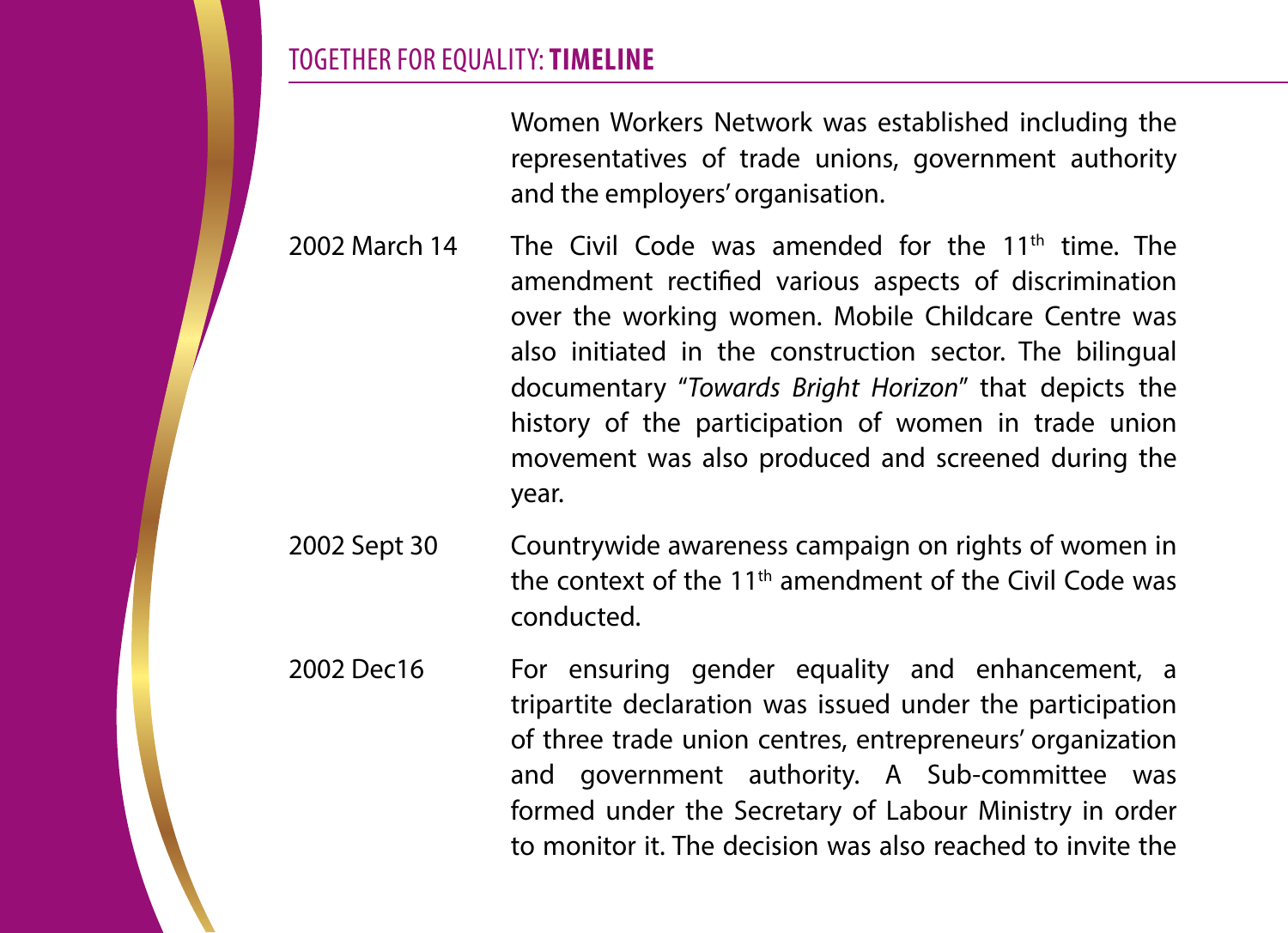Women Workers Network was established including the representatives of trade unions, government authority and the employers' organisation.

| | |
|---|---|
| 2002 March 14 | The Civil Code was amended for the 11th time. The amendment rectified various aspects of discrimination over the working women. Mobile Childcare Centre was also initiated in the construction sector. The bilingual documentary "*Towards Bright Horizon*" that depicts the history of the participation of women in trade union movement was also produced and screened during the year. |
| 2002 Sept 30 | Countrywide awareness campaign on rights of women in the context of the 11th amendment of the Civil Code was conducted. |
| 2002 Dec16 | For ensuring gender equality and enhancement, a tripartite declaration was issued under the participation of three trade union centres, entrepreneurs' organization and government authority. A Sub-committee was formed under the Secretary of Labour Ministry in order to monitor it. The decision was also reached to invite the |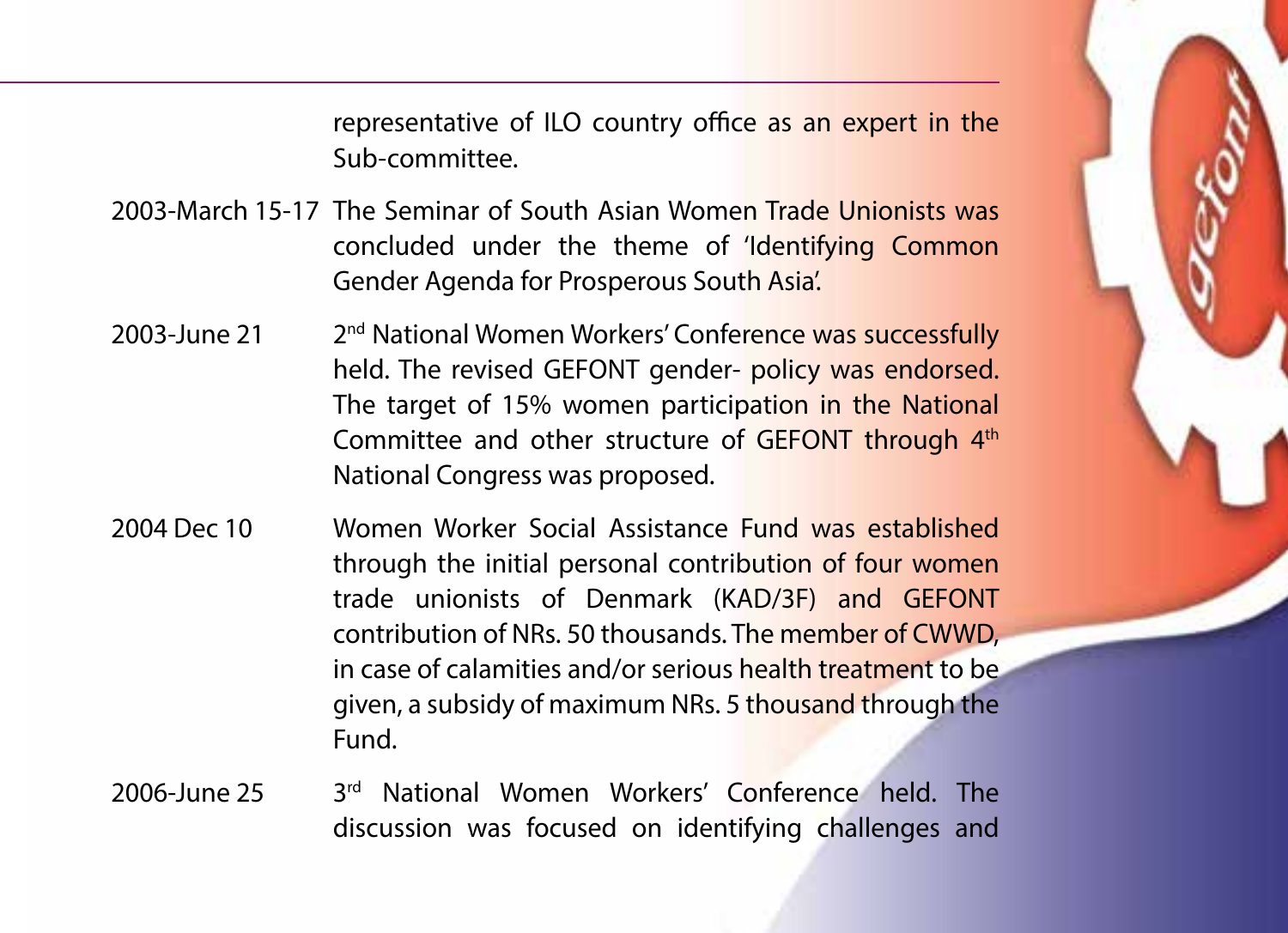representative of ILO country office as an expert in the Sub-committee.

| | |
|---|---|
| 2003-March 15-17 | The Seminar of South Asian Women Trade Unionists was concluded under the theme of 'Identifying Common Gender Agenda for Prosperous South Asia'. |
| 2003-June 21 | 2nd National Women Workers' Conference was successfully held. The revised GEFONT gender- policy was endorsed. The target of 15% women participation in the National Committee and other structure of GEFONT through 4th National Congress was proposed. |
| 2004 Dec 10 | Women Worker Social Assistance Fund was established through the initial personal contribution of four women trade unionists of Denmark (KAD/3F) and GEFONT contribution of NRs. 50 thousands. The member of CWWD, in case of calamities and/or serious health treatment to be given, a subsidy of maximum NRs. 5 thousand through the Fund. |
| 2006-June 25 | 3rd National Women Workers' Conference held. The discussion was focused on identifying challenges and |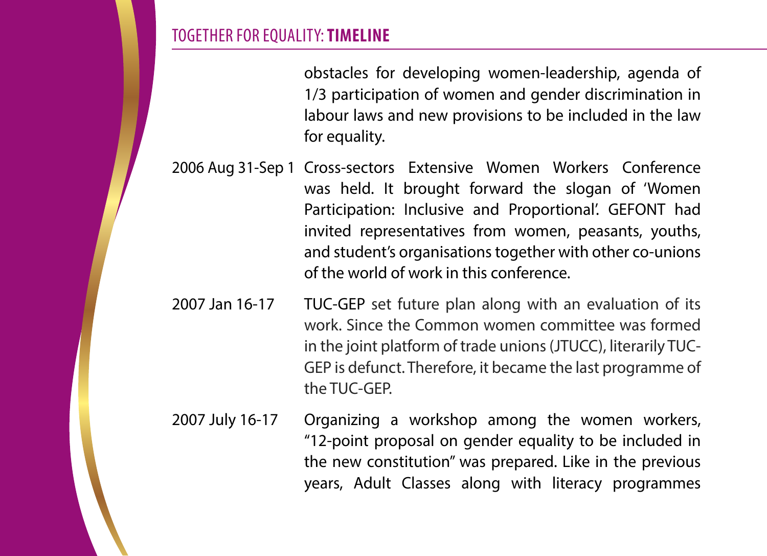obstacles for developing women-leadership, agenda of 1/3 participation of women and gender discrimination in labour laws and new provisions to be included in the law for equality.

2006 Aug 31-Sep 1 Cross-sectors Extensive Women Workers Conference was held. It brought forward the slogan of 'Women Participation: Inclusive and Proportional'. GEFONT had invited representatives from women, peasants, youths, and student's organisations together with other co-unions of the world of work in this conference.

2007 Jan 16-17 TUC-GEP set future plan along with an evaluation of its work. Since the Common women committee was formed in the joint platform of trade unions (JTUCC), literarily TUC-GEP is defunct. Therefore, it became the last programme of the TUC-GEP.

2007 July 16-17 Organizing a workshop among the women workers, "12-point proposal on gender equality to be included in the new constitution" was prepared. Like in the previous years, Adult Classes along with literacy programmes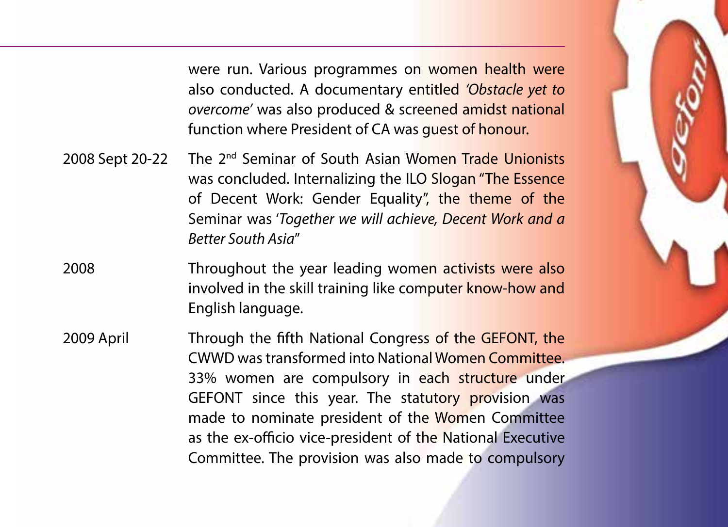were run. Various programmes on women health were also conducted. A documentary entitled *'Obstacle yet to overcome'* was also produced & screened amidst national function where President of CA was guest of honour.

| | |
|---|---|
| 2008 Sept 20-22 | The 2nd Seminar of South Asian Women Trade Unionists was concluded. Internalizing the ILO Slogan "The Essence of Decent Work: Gender Equality", the theme of the Seminar was '*Together we will achieve, Decent Work and a Better South Asia*" |
| 2008 | Throughout the year leading women activists were also involved in the skill training like computer know-how and English language. |
| 2009 April | Through the fifth National Congress of the GEFONT, the CWWD was transformed into National Women Committee. 33% women are compulsory in each structure under GEFONT since this year. The statutory provision was made to nominate president of the Women Committee as the ex-officio vice-president of the National Executive Committee. The provision was also made to compulsory |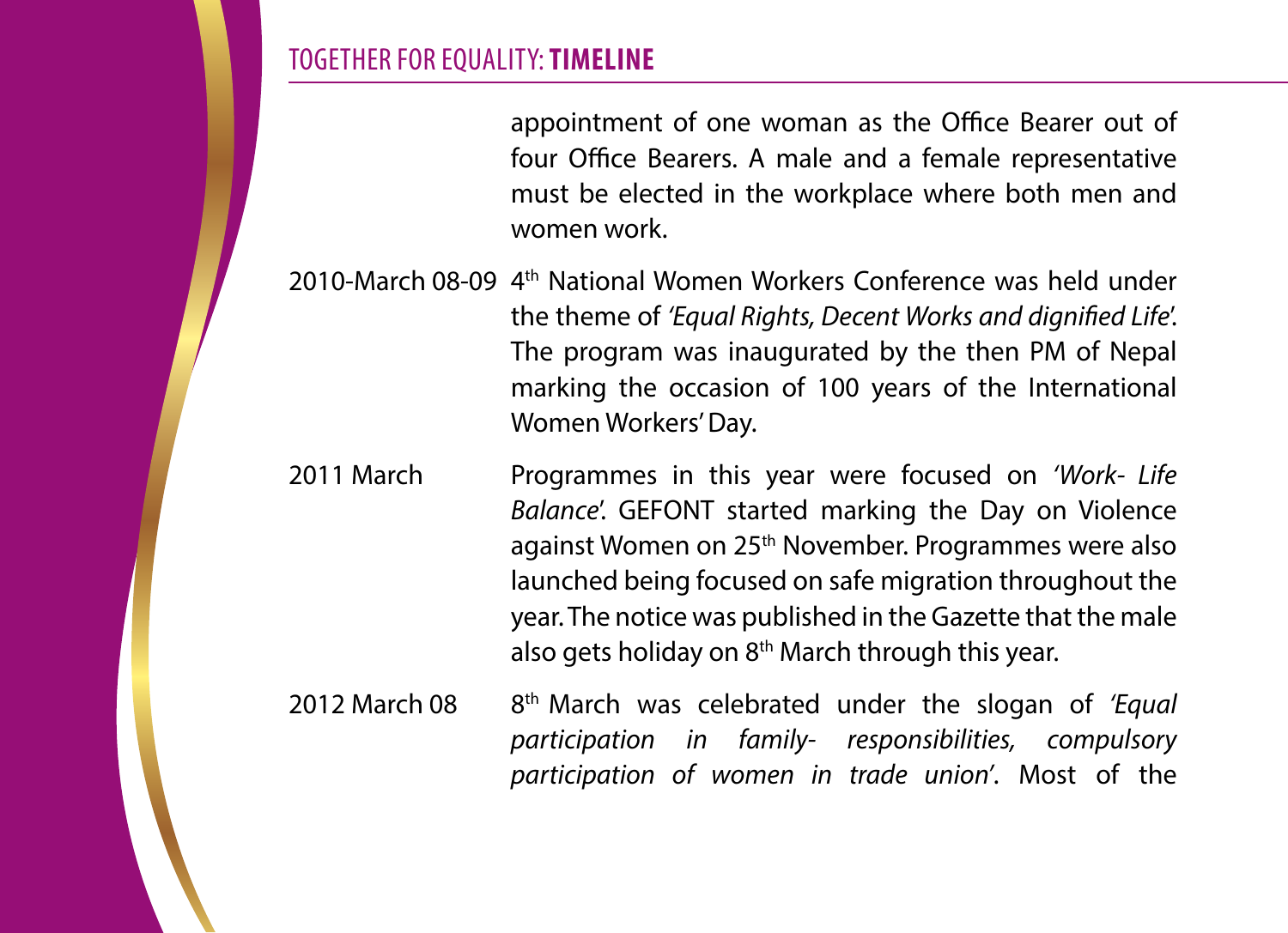appointment of one woman as the Office Bearer out of four Office Bearers. A male and a female representative must be elected in the workplace where both men and women work.

| | |
|---|---|
| 2010-March 08-09 | 4th National Women Workers Conference was held under the theme of *'Equal Rights, Decent Works and dignified Life'*. The program was inaugurated by the then PM of Nepal marking the occasion of 100 years of the International Women Workers' Day. |
| 2011 March | Programmes in this year were focused on *'Work- Life Balance'*. GEFONT started marking the Day on Violence against Women on 25th November. Programmes were also launched being focused on safe migration throughout the year. The notice was published in the Gazette that the male also gets holiday on 8th March through this year. |
| 2012 March 08 | 8th March was celebrated under the slogan of *'Equal participation in family- responsibilities, compulsory participation of women in trade union'*. Most of the |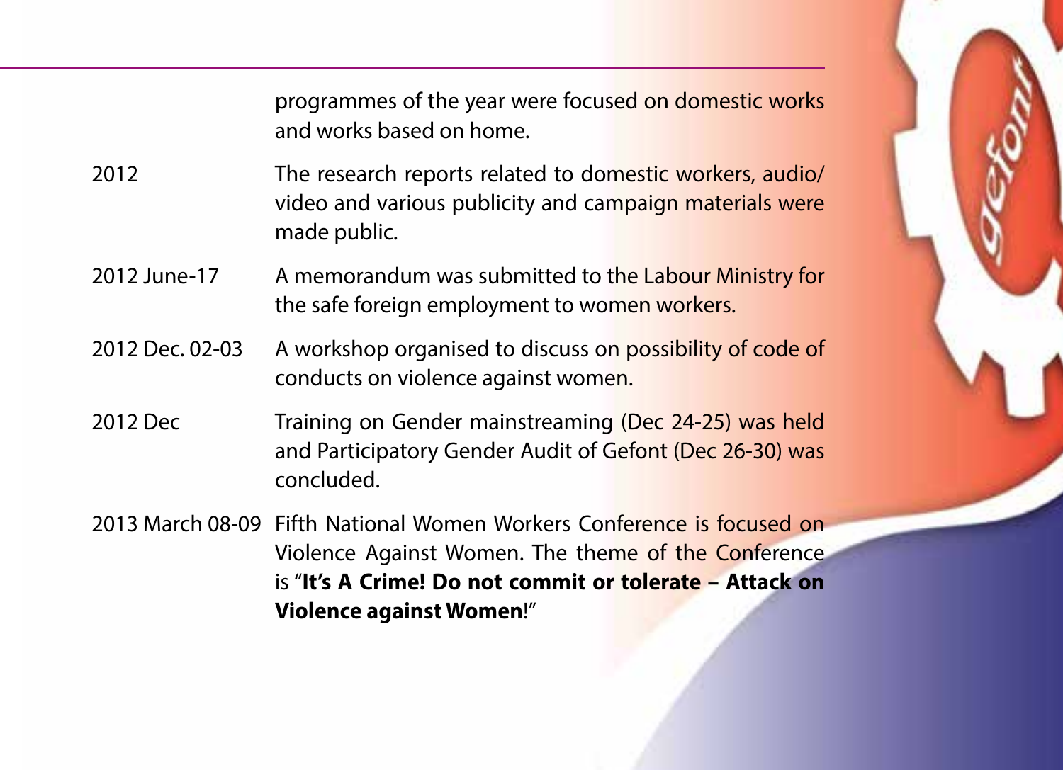programmes of the year were focused on domestic works and works based on home.

| | |
|---|---|
| 2012 | The research reports related to domestic workers, audio/video and various publicity and campaign materials were made public. |
| 2012 June-17 | A memorandum was submitted to the Labour Ministry for the safe foreign employment to women workers. |
| 2012 Dec. 02-03 | A workshop organised to discuss on possibility of code of conducts on violence against women. |
| 2012 Dec | Training on Gender mainstreaming (Dec 24-25) was held and Participatory Gender Audit of Gefont (Dec 26-30) was concluded. |
| 2013 March 08-09 | Fifth National Women Workers Conference is focused on Violence Against Women. The theme of the Conference is "**It's A Crime! Do not commit or tolerate – Attack on Violence against Women**!" |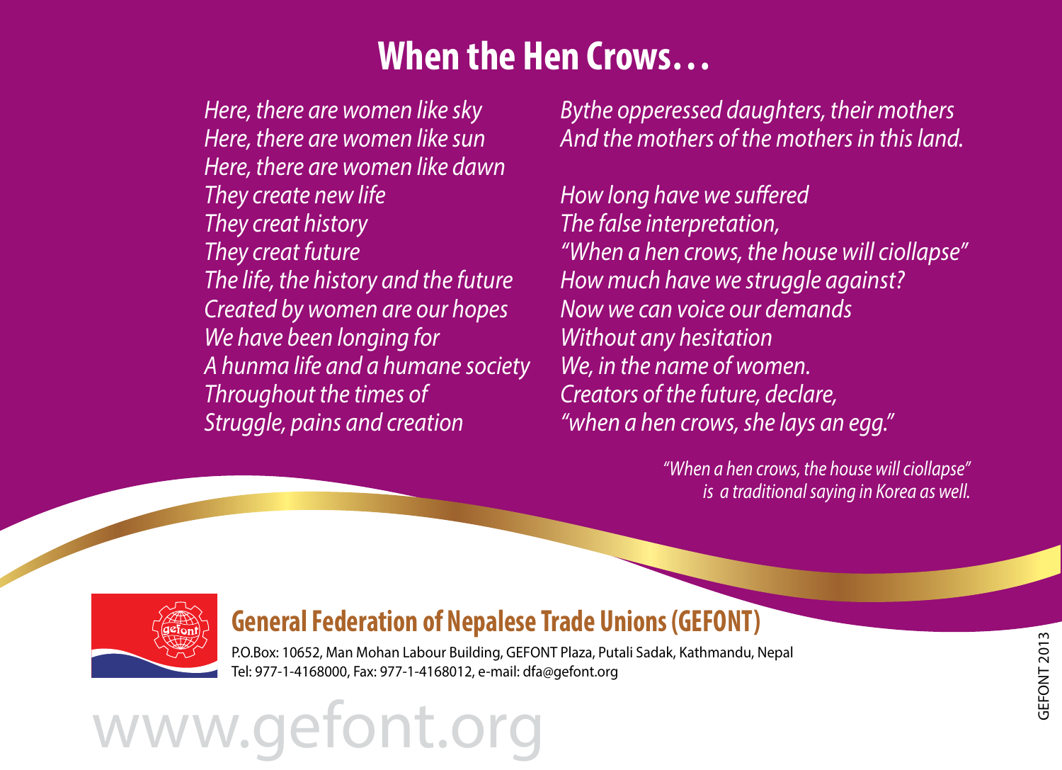# When the Hen Crows…

*Here, there are women like sky*
*Here, there are women like sun*
*Here, there are women like dawn*
*They create new life*
*They creat history*
*They creat future*
*The life, the history and the future*
*Created by women are our hopes*
*We have been longing for*
*A hunma life and a humane society*
*Throughout the times of*
*Struggle, pains and creation*
*Bythe opperessed daughters, their mothers*
*And the mothers of the mothers in this land.*

*How long have we suffered*
*The false interpretation,*
*"When a hen crows, the house will ciollapse"*
*How much have we struggle against?*
*Now we can voice our demands*
*Without any hesitation*
*We, in the name of women.*
*Creators of the future, declare,*
*"when a hen crows, she lays an egg."*

*"When a hen crows, the house will ciollapse" is a traditional saying in Korea as well.*

## General Federation of Nepalese Trade Unions (GEFONT)

P.O.Box: 10652, Man Mohan Labour Building, GEFONT Plaza, Putali Sadak, Kathmandu, Nepal
Tel: 977-1-4168000, Fax: 977-1-4168012, e-mail: dfa@gefont.org

www.gefont.org

GEFONT 2013